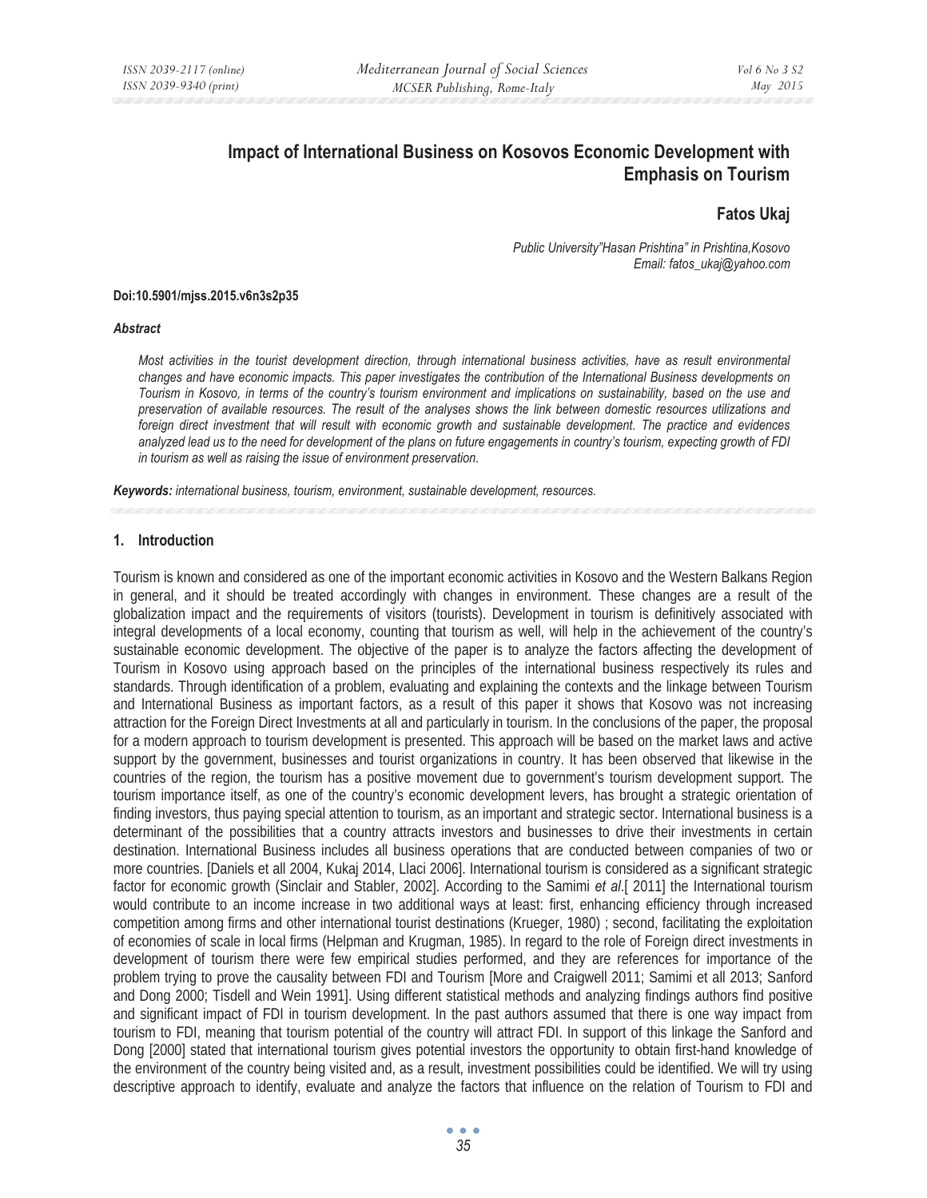# Impact of International Business on Kosovos Economic Development with Emphasis on Tourism

**Fatos Ukaj**

*Public University"Hasan Prishtina" in Prishtina,Kosovo*
*Email: fatos_ukaj@yahoo.com*

**Doi:10.5901/mjss.2015.v6n3s2p35**

***Abstract***

*Most activities in the tourist development direction, through international business activities, have as result environmental changes and have economic impacts. This paper investigates the contribution of the International Business developments on Tourism in Kosovo, in terms of the country's tourism environment and implications on sustainability, based on the use and preservation of available resources. The result of the analyses shows the link between domestic resources utilizations and foreign direct investment that will result with economic growth and sustainable development. The practice and evidences analyzed lead us to the need for development of the plans on future engagements in country's tourism, expecting growth of FDI in tourism as well as raising the issue of environment preservation.*

***Keywords:*** *international business, tourism, environment, sustainable development, resources.*

## 1. Introduction

Tourism is known and considered as one of the important economic activities in Kosovo and the Western Balkans Region in general, and it should be treated accordingly with changes in environment. These changes are a result of the globalization impact and the requirements of visitors (tourists). Development in tourism is definitively associated with integral developments of a local economy, counting that tourism as well, will help in the achievement of the country's sustainable economic development. The objective of the paper is to analyze the factors affecting the development of Tourism in Kosovo using approach based on the principles of the international business respectively its rules and standards. Through identification of a problem, evaluating and explaining the contexts and the linkage between Tourism and International Business as important factors, as a result of this paper it shows that Kosovo was not increasing attraction for the Foreign Direct Investments at all and particularly in tourism. In the conclusions of the paper, the proposal for a modern approach to tourism development is presented. This approach will be based on the market laws and active support by the government, businesses and tourist organizations in country. It has been observed that likewise in the countries of the region, the tourism has a positive movement due to government's tourism development support. The tourism importance itself, as one of the country's economic development levers, has brought a strategic orientation of finding investors, thus paying special attention to tourism, as an important and strategic sector. International business is a determinant of the possibilities that a country attracts investors and businesses to drive their investments in certain destination. International Business includes all business operations that are conducted between companies of two or more countries. [Daniels et all 2004, Kukaj 2014, Llaci 2006]. International tourism is considered as a significant strategic factor for economic growth (Sinclair and Stabler, 2002]. According to the Samimi *et al*.[ 2011] the International tourism would contribute to an income increase in two additional ways at least: first, enhancing efficiency through increased competition among firms and other international tourist destinations (Krueger, 1980) ; second, facilitating the exploitation of economies of scale in local firms (Helpman and Krugman, 1985). In regard to the role of Foreign direct investments in development of tourism there were few empirical studies performed, and they are references for importance of the problem trying to prove the causality between FDI and Tourism [More and Craigwell 2011; Samimi et all 2013; Sanford and Dong 2000; Tisdell and Wein 1991]. Using different statistical methods and analyzing findings authors find positive and significant impact of FDI in tourism development. In the past authors assumed that there is one way impact from tourism to FDI, meaning that tourism potential of the country will attract FDI. In support of this linkage the Sanford and Dong [2000] stated that international tourism gives potential investors the opportunity to obtain first-hand knowledge of the environment of the country being visited and, as a result, investment possibilities could be identified. We will try using descriptive approach to identify, evaluate and analyze the factors that influence on the relation of Tourism to FDI and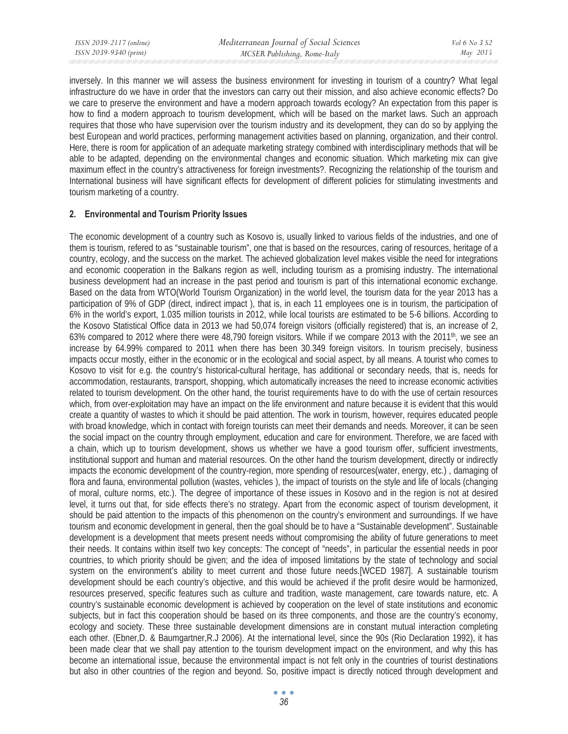inversely. In this manner we will assess the business environment for investing in tourism of a country? What legal infrastructure do we have in order that the investors can carry out their mission, and also achieve economic effects? Do we care to preserve the environment and have a modern approach towards ecology? An expectation from this paper is how to find a modern approach to tourism development, which will be based on the market laws. Such an approach requires that those who have supervision over the tourism industry and its development, they can do so by applying the best European and world practices, performing management activities based on planning, organization, and their control. Here, there is room for application of an adequate marketing strategy combined with interdisciplinary methods that will be able to be adapted, depending on the environmental changes and economic situation. Which marketing mix can give maximum effect in the country's attractiveness for foreign investments?. Recognizing the relationship of the tourism and International business will have significant effects for development of different policies for stimulating investments and tourism marketing of a country.

## 2. Environmental and Tourism Priority Issues

The economic development of a country such as Kosovo is, usually linked to various fields of the industries, and one of them is tourism, refered to as "sustainable tourism", one that is based on the resources, caring of resources, heritage of a country, ecology, and the success on the market. The achieved globalization level makes visible the need for integrations and economic cooperation in the Balkans region as well, including tourism as a promising industry. The international business development had an increase in the past period and tourism is part of this international economic exchange. Based on the data from WTO(World Tourism Organization) in the world level, the tourism data for the year 2013 has a participation of 9% of GDP (direct, indirect impact ), that is, in each 11 employees one is in tourism, the participation of 6% in the world's export, 1.035 million tourists in 2012, while local tourists are estimated to be 5-6 billions. According to the Kosovo Statistical Office data in 2013 we had 50,074 foreign visitors (officially registered) that is, an increase of 2, 63% compared to 2012 where there were 48,790 foreign visitors. While if we compare 2013 with the 2011th, we see an increase by 64.99% compared to 2011 when there has been 30.349 foreign visitors. In tourism precisely, business impacts occur mostly, either in the economic or in the ecological and social aspect, by all means. A tourist who comes to Kosovo to visit for e.g. the country's historical-cultural heritage, has additional or secondary needs, that is, needs for accommodation, restaurants, transport, shopping, which automatically increases the need to increase economic activities related to tourism development. On the other hand, the tourist requirements have to do with the use of certain resources which, from over-exploitation may have an impact on the life environment and nature because it is evident that this would create a quantity of wastes to which it should be paid attention. The work in tourism, however, requires educated people with broad knowledge, which in contact with foreign tourists can meet their demands and needs. Moreover, it can be seen the social impact on the country through employment, education and care for environment. Therefore, we are faced with a chain, which up to tourism development, shows us whether we have a good tourism offer, sufficient investments, institutional support and human and material resources. On the other hand the tourism development, directly or indirectly impacts the economic development of the country-region, more spending of resources(water, energy, etc.) , damaging of flora and fauna, environmental pollution (wastes, vehicles ), the impact of tourists on the style and life of locals (changing of moral, culture norms, etc.). The degree of importance of these issues in Kosovo and in the region is not at desired level, it turns out that, for side effects there's no strategy. Apart from the economic aspect of tourism development, it should be paid attention to the impacts of this phenomenon on the country's environment and surroundings. If we have tourism and economic development in general, then the goal should be to have a "Sustainable development". Sustainable development is a development that meets present needs without compromising the ability of future generations to meet their needs. It contains within itself two key concepts: The concept of "needs", in particular the essential needs in poor countries, to which priority should be given; and the idea of imposed limitations by the state of technology and social system on the environment's ability to meet current and those future needs.[WCED 1987]. A sustainable tourism development should be each country's objective, and this would be achieved if the profit desire would be harmonized, resources preserved, specific features such as culture and tradition, waste management, care towards nature, etc. A country's sustainable economic development is achieved by cooperation on the level of state institutions and economic subjects, but in fact this cooperation should be based on its three components, and those are the country's economy, ecology and society. These three sustainable development dimensions are in constant mutual interaction completing each other. (Ebner,D. & Baumgartner,R.J 2006). At the international level, since the 90s (Rio Declaration 1992), it has been made clear that we shall pay attention to the tourism development impact on the environment, and why this has become an international issue, because the environmental impact is not felt only in the countries of tourist destinations but also in other countries of the region and beyond. So, positive impact is directly noticed through development and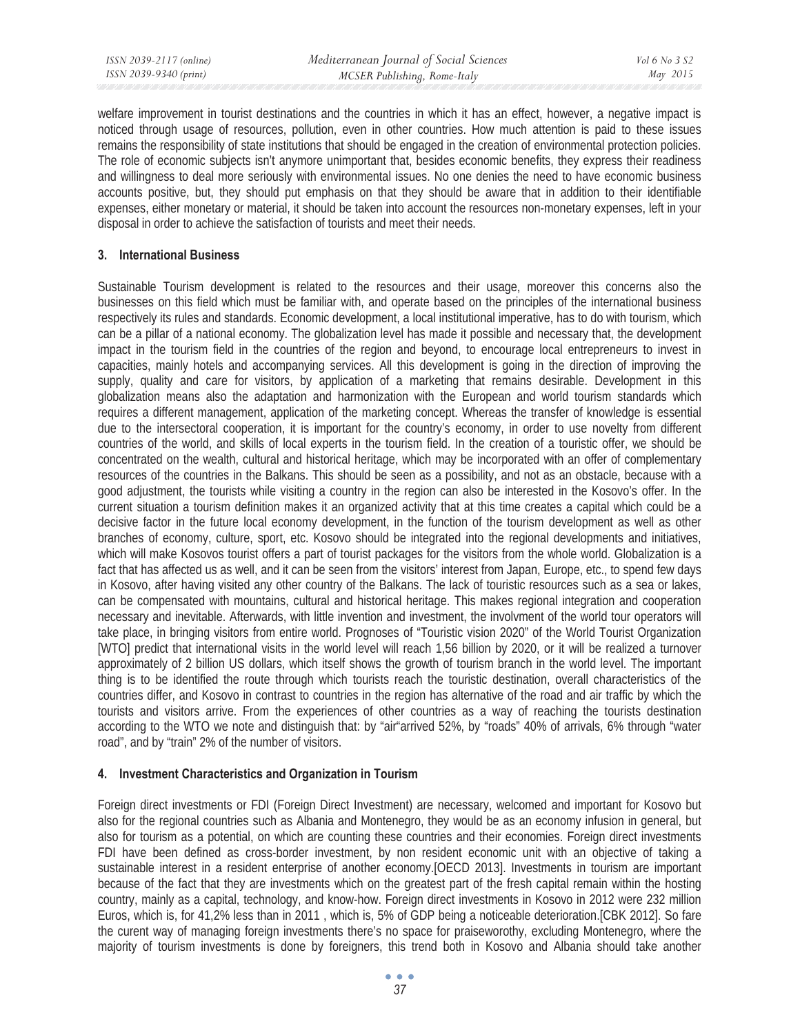welfare improvement in tourist destinations and the countries in which it has an effect, however, a negative impact is noticed through usage of resources, pollution, even in other countries. How much attention is paid to these issues remains the responsibility of state institutions that should be engaged in the creation of environmental protection policies. The role of economic subjects isn't anymore unimportant that, besides economic benefits, they express their readiness and willingness to deal more seriously with environmental issues. No one denies the need to have economic business accounts positive, but, they should put emphasis on that they should be aware that in addition to their identifiable expenses, either monetary or material, it should be taken into account the resources non-monetary expenses, left in your disposal in order to achieve the satisfaction of tourists and meet their needs.

## 3. International Business

Sustainable Tourism development is related to the resources and their usage, moreover this concerns also the businesses on this field which must be familiar with, and operate based on the principles of the international business respectively its rules and standards. Economic development, a local institutional imperative, has to do with tourism, which can be a pillar of a national economy. The globalization level has made it possible and necessary that, the development impact in the tourism field in the countries of the region and beyond, to encourage local entrepreneurs to invest in capacities, mainly hotels and accompanying services. All this development is going in the direction of improving the supply, quality and care for visitors, by application of a marketing that remains desirable. Development in this globalization means also the adaptation and harmonization with the European and world tourism standards which requires a different management, application of the marketing concept. Whereas the transfer of knowledge is essential due to the intersectoral cooperation, it is important for the country's economy, in order to use novelty from different countries of the world, and skills of local experts in the tourism field. In the creation of a touristic offer, we should be concentrated on the wealth, cultural and historical heritage, which may be incorporated with an offer of complementary resources of the countries in the Balkans. This should be seen as a possibility, and not as an obstacle, because with a good adjustment, the tourists while visiting a country in the region can also be interested in the Kosovo's offer. In the current situation a tourism definition makes it an organized activity that at this time creates a capital which could be a decisive factor in the future local economy development, in the function of the tourism development as well as other branches of economy, culture, sport, etc. Kosovo should be integrated into the regional developments and initiatives, which will make Kosovos tourist offers a part of tourist packages for the visitors from the whole world. Globalization is a fact that has affected us as well, and it can be seen from the visitors' interest from Japan, Europe, etc., to spend few days in Kosovo, after having visited any other country of the Balkans. The lack of touristic resources such as a sea or lakes, can be compensated with mountains, cultural and historical heritage. This makes regional integration and cooperation necessary and inevitable. Afterwards, with little invention and investment, the involvment of the world tour operators will take place, in bringing visitors from entire world. Prognoses of "Touristic vision 2020" of the World Tourist Organization [WTO] predict that international visits in the world level will reach 1,56 billion by 2020, or it will be realized a turnover approximately of 2 billion US dollars, which itself shows the growth of tourism branch in the world level. The important thing is to be identified the route through which tourists reach the touristic destination, overall characteristics of the countries differ, and Kosovo in contrast to countries in the region has alternative of the road and air traffic by which the tourists and visitors arrive. From the experiences of other countries as a way of reaching the tourists destination according to the WTO we note and distinguish that: by "air"arrived 52%, by "roads" 40% of arrivals, 6% through "water road", and by "train" 2% of the number of visitors.

## 4. Investment Characteristics and Organization in Tourism

Foreign direct investments or FDI (Foreign Direct Investment) are necessary, welcomed and important for Kosovo but also for the regional countries such as Albania and Montenegro, they would be as an economy infusion in general, but also for tourism as a potential, on which are counting these countries and their economies. Foreign direct investments FDI have been defined as cross-border investment, by non resident economic unit with an objective of taking a sustainable interest in a resident enterprise of another economy.[OECD 2013]. Investments in tourism are important because of the fact that they are investments which on the greatest part of the fresh capital remain within the hosting country, mainly as a capital, technology, and know-how. Foreign direct investments in Kosovo in 2012 were 232 million Euros, which is, for 41,2% less than in 2011 , which is, 5% of GDP being a noticeable deterioration.[CBK 2012]. So fare the curent way of managing foreign investments there's no space for praiseworothy, excluding Montenegro, where the majority of tourism investments is done by foreigners, this trend both in Kosovo and Albania should take another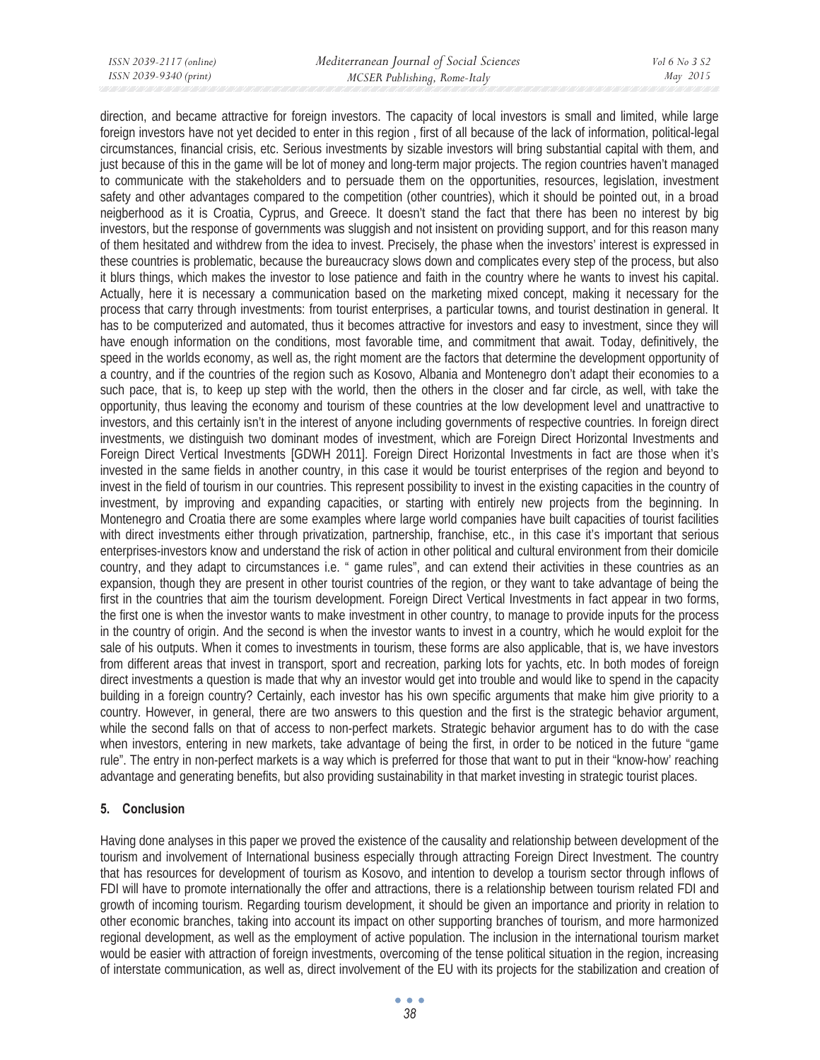direction, and became attractive for foreign investors. The capacity of local investors is small and limited, while large foreign investors have not yet decided to enter in this region , first of all because of the lack of information, political-legal circumstances, financial crisis, etc. Serious investments by sizable investors will bring substantial capital with them, and just because of this in the game will be lot of money and long-term major projects. The region countries haven't managed to communicate with the stakeholders and to persuade them on the opportunities, resources, legislation, investment safety and other advantages compared to the competition (other countries), which it should be pointed out, in a broad neigberhood as it is Croatia, Cyprus, and Greece. It doesn't stand the fact that there has been no interest by big investors, but the response of governments was sluggish and not insistent on providing support, and for this reason many of them hesitated and withdrew from the idea to invest. Precisely, the phase when the investors' interest is expressed in these countries is problematic, because the bureaucracy slows down and complicates every step of the process, but also it blurs things, which makes the investor to lose patience and faith in the country where he wants to invest his capital. Actually, here it is necessary a communication based on the marketing mixed concept, making it necessary for the process that carry through investments: from tourist enterprises, a particular towns, and tourist destination in general. It has to be computerized and automated, thus it becomes attractive for investors and easy to investment, since they will have enough information on the conditions, most favorable time, and commitment that await. Today, definitively, the speed in the worlds economy, as well as, the right moment are the factors that determine the development opportunity of a country, and if the countries of the region such as Kosovo, Albania and Montenegro don't adapt their economies to a such pace, that is, to keep up step with the world, then the others in the closer and far circle, as well, with take the opportunity, thus leaving the economy and tourism of these countries at the low development level and unattractive to investors, and this certainly isn't in the interest of anyone including governments of respective countries. In foreign direct investments, we distinguish two dominant modes of investment, which are Foreign Direct Horizontal Investments and Foreign Direct Vertical Investments [GDWH 2011]. Foreign Direct Horizontal Investments in fact are those when it's invested in the same fields in another country, in this case it would be tourist enterprises of the region and beyond to invest in the field of tourism in our countries. This represent possibility to invest in the existing capacities in the country of investment, by improving and expanding capacities, or starting with entirely new projects from the beginning. In Montenegro and Croatia there are some examples where large world companies have built capacities of tourist facilities with direct investments either through privatization, partnership, franchise, etc., in this case it's important that serious enterprises-investors know and understand the risk of action in other political and cultural environment from their domicile country, and they adapt to circumstances i.e. " game rules", and can extend their activities in these countries as an expansion, though they are present in other tourist countries of the region, or they want to take advantage of being the first in the countries that aim the tourism development. Foreign Direct Vertical Investments in fact appear in two forms, the first one is when the investor wants to make investment in other country, to manage to provide inputs for the process in the country of origin. And the second is when the investor wants to invest in a country, which he would exploit for the sale of his outputs. When it comes to investments in tourism, these forms are also applicable, that is, we have investors from different areas that invest in transport, sport and recreation, parking lots for yachts, etc. In both modes of foreign direct investments a question is made that why an investor would get into trouble and would like to spend in the capacity building in a foreign country? Certainly, each investor has his own specific arguments that make him give priority to a country. However, in general, there are two answers to this question and the first is the strategic behavior argument, while the second falls on that of access to non-perfect markets. Strategic behavior argument has to do with the case when investors, entering in new markets, take advantage of being the first, in order to be noticed in the future "game rule". The entry in non-perfect markets is a way which is preferred for those that want to put in their "know-how' reaching advantage and generating benefits, but also providing sustainability in that market investing in strategic tourist places.

## 5. Conclusion

Having done analyses in this paper we proved the existence of the causality and relationship between development of the tourism and involvement of International business especially through attracting Foreign Direct Investment. The country that has resources for development of tourism as Kosovo, and intention to develop a tourism sector through inflows of FDI will have to promote internationally the offer and attractions, there is a relationship between tourism related FDI and growth of incoming tourism. Regarding tourism development, it should be given an importance and priority in relation to other economic branches, taking into account its impact on other supporting branches of tourism, and more harmonized regional development, as well as the employment of active population. The inclusion in the international tourism market would be easier with attraction of foreign investments, overcoming of the tense political situation in the region, increasing of interstate communication, as well as, direct involvement of the EU with its projects for the stabilization and creation of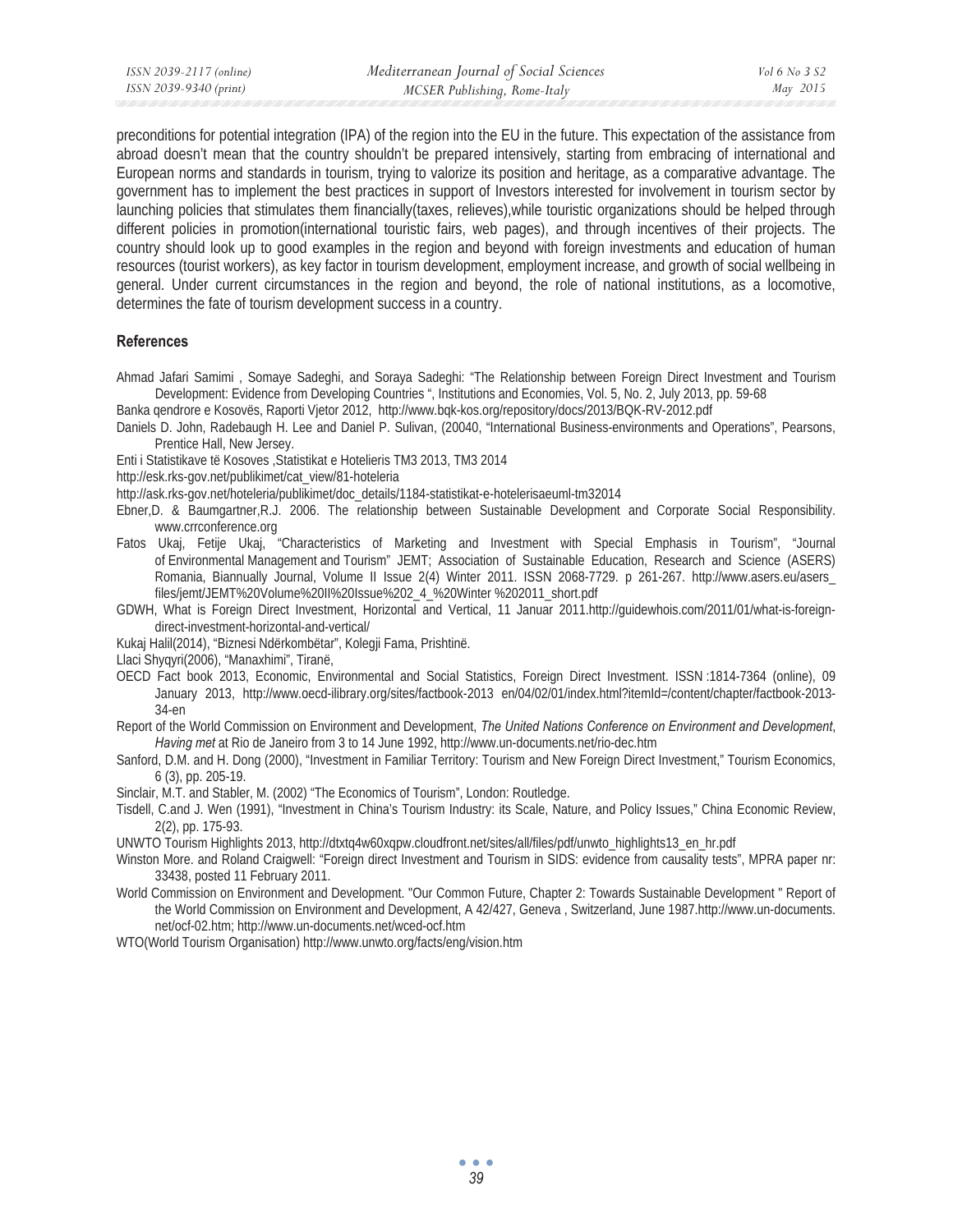preconditions for potential integration (IPA) of the region into the EU in the future. This expectation of the assistance from abroad doesn't mean that the country shouldn't be prepared intensively, starting from embracing of international and European norms and standards in tourism, trying to valorize its position and heritage, as a comparative advantage. The government has to implement the best practices in support of Investors interested for involvement in tourism sector by launching policies that stimulates them financially(taxes, relieves),while touristic organizations should be helped through different policies in promotion(international touristic fairs, web pages), and through incentives of their projects. The country should look up to good examples in the region and beyond with foreign investments and education of human resources (tourist workers), as key factor in tourism development, employment increase, and growth of social wellbeing in general. Under current circumstances in the region and beyond, the role of national institutions, as a locomotive, determines the fate of tourism development success in a country.

## References

Ahmad Jafari Samimi , Somaye Sadeghi, and Soraya Sadeghi: "The Relationship between Foreign Direct Investment and Tourism Development: Evidence from Developing Countries ", Institutions and Economies, Vol. 5, No. 2, July 2013, pp. 59-68

Banka qendrore e Kosovës, Raporti Vjetor 2012, http://www.bqk-kos.org/repository/docs/2013/BQK-RV-2012.pdf

Daniels D. John, Radebaugh H. Lee and Daniel P. Sulivan, (20040, "International Business-environments and Operations", Pearsons, Prentice Hall, New Jersey.

Enti i Statistikave të Kosoves ,Statistikat e Hotelieris TM3 2013, TM3 2014

http://esk.rks-gov.net/publikimet/cat_view/81-hoteleria

http://ask.rks-gov.net/hoteleria/publikimet/doc_details/1184-statistikat-e-hotelerisaeuml-tm32014

Ebner,D. & Baumgartner,R.J. 2006. The relationship between Sustainable Development and Corporate Social Responsibility. www.crrconference.org

Fatos Ukaj, Fetije Ukaj, "Characteristics of Marketing and Investment with Special Emphasis in Tourism", "Journal of Environmental Management and Tourism" JEMT; Association of Sustainable Education, Research and Science (ASERS) Romania, Biannually Journal, Volume II Issue 2(4) Winter 2011. ISSN 2068-7729. p 261-267. http://www.asers.eu/asers_files/jemt/JEMT%20Volume%20II%20Issue%202_4_%20Winter %202011_short.pdf

GDWH, What is Foreign Direct Investment, Horizontal and Vertical, 11 Januar 2011.http://guidewhois.com/2011/01/what-is-foreign-direct-investment-horizontal-and-vertical/

Kukaj Halil(2014), "Biznesi Ndërkombëtar", Kolegji Fama, Prishtinë.

Llaci Shyqyri(2006), "Manaxhimi", Tiranë,

OECD Fact book 2013, Economic, Environmental and Social Statistics, Foreign Direct Investment. ISSN :1814-7364 (online), 09 January 2013, http://www.oecd-ilibrary.org/sites/factbook-2013 en/04/02/01/index.html?itemId=/content/chapter/factbook-2013-34-en

Report of the World Commission on Environment and Development, *The United Nations Conference on Environment and Development*, *Having met* at Rio de Janeiro from 3 to 14 June 1992, http://www.un-documents.net/rio-dec.htm

Sanford, D.M. and H. Dong (2000), "Investment in Familiar Territory: Tourism and New Foreign Direct Investment," Tourism Economics, 6 (3), pp. 205-19.

Sinclair, M.T. and Stabler, M. (2002) "The Economics of Tourism", London: Routledge.

Tisdell, C.and J. Wen (1991), "Investment in China's Tourism Industry: its Scale, Nature, and Policy Issues," China Economic Review, 2(2), pp. 175-93.

UNWTO Tourism Highlights 2013, http://dtxtq4w60xqpw.cloudfront.net/sites/all/files/pdf/unwto_highlights13_en_hr.pdf

Winston More. and Roland Craigwell: "Foreign direct Investment and Tourism in SIDS: evidence from causality tests", MPRA paper nr: 33438, posted 11 February 2011.

World Commission on Environment and Development. "Our Common Future, Chapter 2: Towards Sustainable Development " Report of the World Commission on Environment and Development, A 42/427, Geneva , Switzerland, June 1987.http://www.un-documents.net/ocf-02.htm; http://www.un-documents.net/wced-ocf.htm

WTO(World Tourism Organisation) http://www.unwto.org/facts/eng/vision.htm